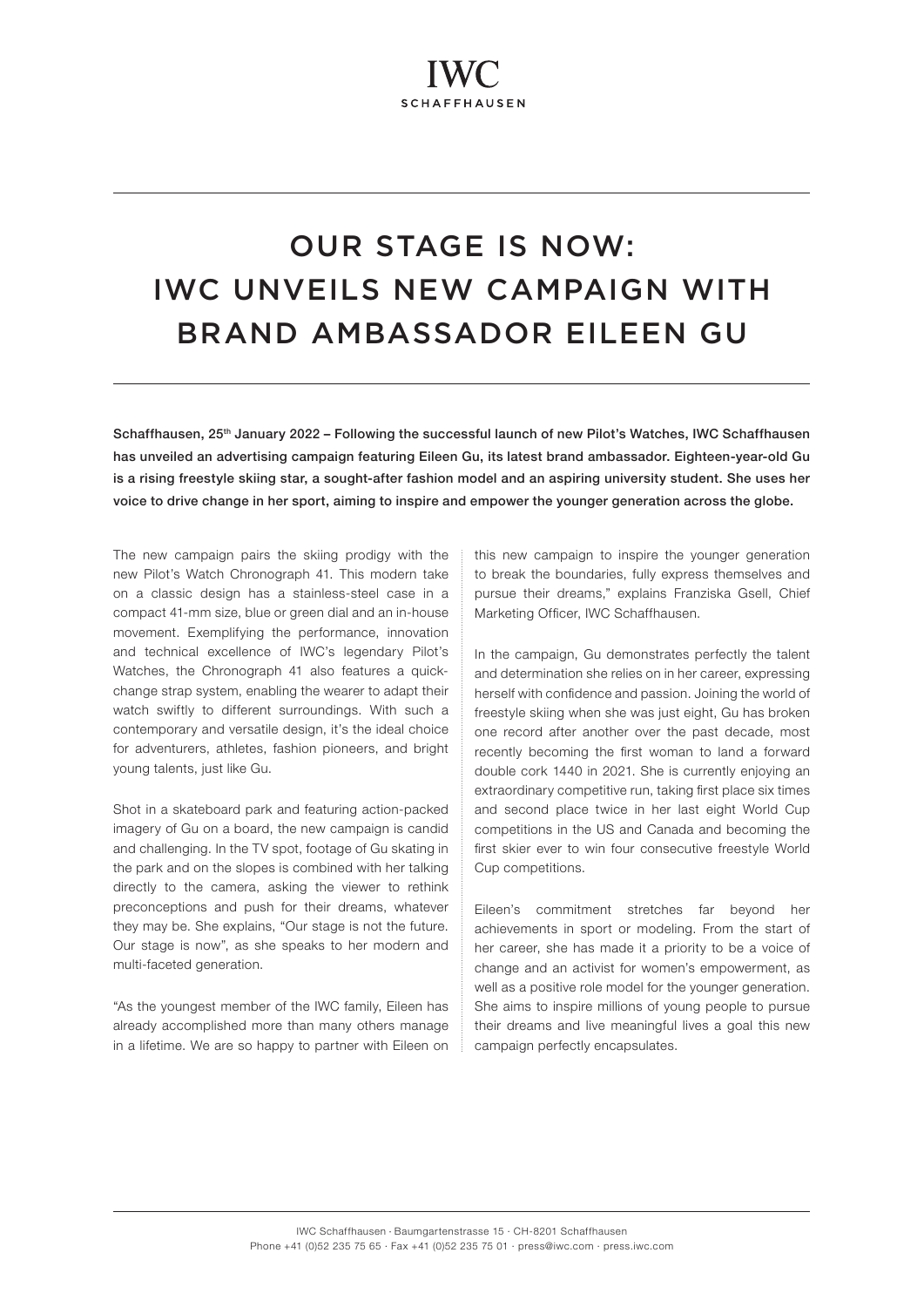IWC
SCHAFFHAUSEN

# OUR STAGE IS NOW: IWC UNVEILS NEW CAMPAIGN WITH BRAND AMBASSADOR EILEEN GU

**Schaffhausen, 25th January 2022 – Following the successful launch of new Pilot's Watches, IWC Schaffhausen has unveiled an advertising campaign featuring Eileen Gu, its latest brand ambassador. Eighteen-year-old Gu is a rising freestyle skiing star, a sought-after fashion model and an aspiring university student. She uses her voice to drive change in her sport, aiming to inspire and empower the younger generation across the globe.**

The new campaign pairs the skiing prodigy with the new Pilot's Watch Chronograph 41. This modern take on a classic design has a stainless-steel case in a compact 41-mm size, blue or green dial and an in-house movement. Exemplifying the performance, innovation and technical excellence of IWC's legendary Pilot's Watches, the Chronograph 41 also features a quick-change strap system, enabling the wearer to adapt their watch swiftly to different surroundings. With such a contemporary and versatile design, it's the ideal choice for adventurers, athletes, fashion pioneers, and bright young talents, just like Gu.

Shot in a skateboard park and featuring action-packed imagery of Gu on a board, the new campaign is candid and challenging. In the TV spot, footage of Gu skating in the park and on the slopes is combined with her talking directly to the camera, asking the viewer to rethink preconceptions and push for their dreams, whatever they may be. She explains, "Our stage is not the future. Our stage is now", as she speaks to her modern and multi-faceted generation.

"As the youngest member of the IWC family, Eileen has already accomplished more than many others manage in a lifetime. We are so happy to partner with Eileen on this new campaign to inspire the younger generation to break the boundaries, fully express themselves and pursue their dreams," explains Franziska Gsell, Chief Marketing Officer, IWC Schaffhausen.

In the campaign, Gu demonstrates perfectly the talent and determination she relies on in her career, expressing herself with confidence and passion. Joining the world of freestyle skiing when she was just eight, Gu has broken one record after another over the past decade, most recently becoming the first woman to land a forward double cork 1440 in 2021. She is currently enjoying an extraordinary competitive run, taking first place six times and second place twice in her last eight World Cup competitions in the US and Canada and becoming the first skier ever to win four consecutive freestyle World Cup competitions.

Eileen's commitment stretches far beyond her achievements in sport or modeling. From the start of her career, she has made it a priority to be a voice of change and an activist for women's empowerment, as well as a positive role model for the younger generation. She aims to inspire millions of young people to pursue their dreams and live meaningful lives a goal this new campaign perfectly encapsulates.

IWC Schaffhausen · Baumgartenstrasse 15 · CH-8201 Schaffhausen
Phone +41 (0)52 235 75 65 · Fax +41 (0)52 235 75 01 · press@iwc.com · press.iwc.com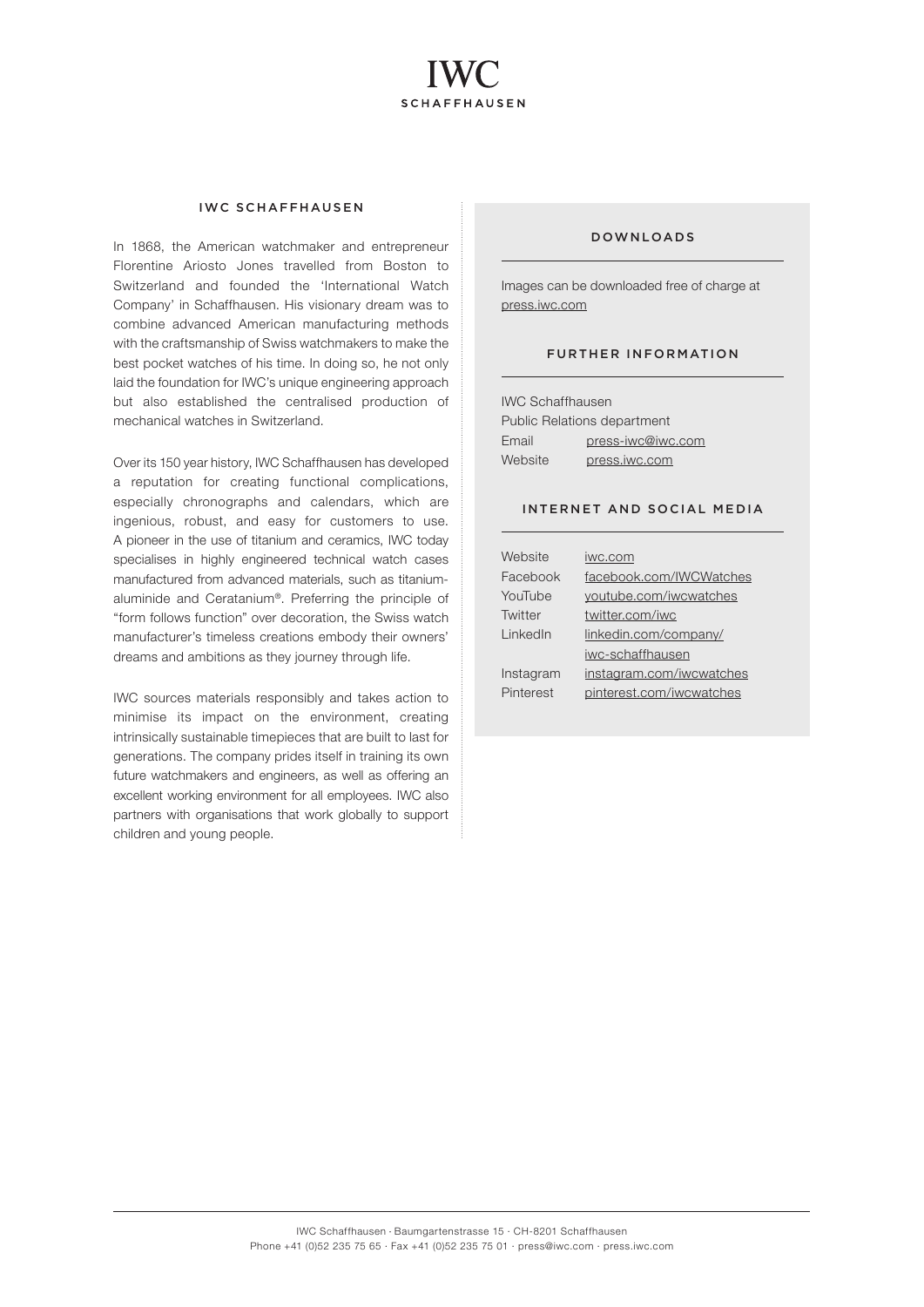IWC
SCHAFFHAUSEN

## IWC SCHAFFHAUSEN

In 1868, the American watchmaker and entrepreneur Florentine Ariosto Jones travelled from Boston to Switzerland and founded the 'International Watch Company' in Schaffhausen. His visionary dream was to combine advanced American manufacturing methods with the craftsmanship of Swiss watchmakers to make the best pocket watches of his time. In doing so, he not only laid the foundation for IWC's unique engineering approach but also established the centralised production of mechanical watches in Switzerland.

Over its 150 year history, IWC Schaffhausen has developed a reputation for creating functional complications, especially chronographs and calendars, which are ingenious, robust, and easy for customers to use. A pioneer in the use of titanium and ceramics, IWC today specialises in highly engineered technical watch cases manufactured from advanced materials, such as titanium-aluminide and Ceratanium®. Preferring the principle of "form follows function" over decoration, the Swiss watch manufacturer's timeless creations embody their owners' dreams and ambitions as they journey through life.

IWC sources materials responsibly and takes action to minimise its impact on the environment, creating intrinsically sustainable timepieces that are built to last for generations. The company prides itself in training its own future watchmakers and engineers, as well as offering an excellent working environment for all employees. IWC also partners with organisations that work globally to support children and young people.

## DOWNLOADS

Images can be downloaded free of charge at press.iwc.com

## FURTHER INFORMATION

IWC Schaffhausen
Public Relations department

| | |
|---|---|
| Email | press-iwc@iwc.com |
| Website | press.iwc.com |

## INTERNET AND SOCIAL MEDIA

| | |
|---|---|
| Website | iwc.com |
| Facebook | facebook.com/IWCWatches |
| YouTube | youtube.com/iwcwatches |
| Twitter | twitter.com/iwc |
| LinkedIn | linkedin.com/company/iwc-schaffhausen |
| Instagram | instagram.com/iwcwatches |
| Pinterest | pinterest.com/iwcwatches |

IWC Schaffhausen · Baumgartenstrasse 15 · CH-8201 Schaffhausen
Phone +41 (0)52 235 75 65 · Fax +41 (0)52 235 75 01 · press@iwc.com · press.iwc.com